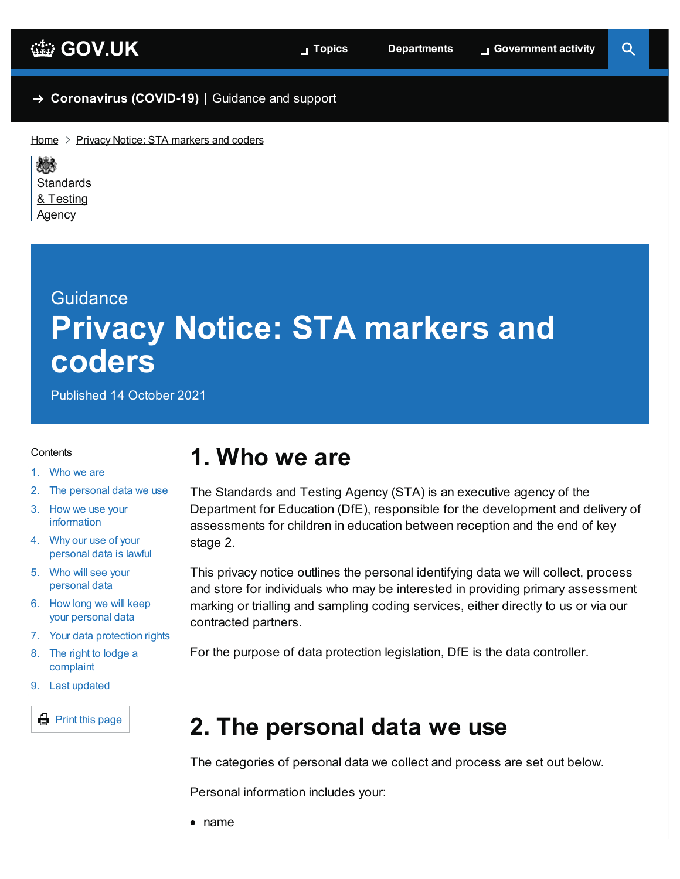[Coronavirus (COVID-19)](#) | Guidance and support

Home > Privacy Notice: STA markers and coders

Standards & Testing Agency

Guidance

# Privacy Notice: STA markers and coders

Published 14 October 2021

Contents

1. Who we are
2. The personal data we use
3. How we use your information
4. Why our use of your personal data is lawful
5. Who will see your personal data
6. How long we will keep your personal data
7. Your data protection rights
8. The right to lodge a complaint
9. Last updated

## 1. Who we are

The Standards and Testing Agency (STA) is an executive agency of the Department for Education (DfE), responsible for the development and delivery of assessments for children in education between reception and the end of key stage 2.

This privacy notice outlines the personal identifying data we will collect, process and store for individuals who may be interested in providing primary assessment marking or trialling and sampling coding services, either directly to us or via our contracted partners.

For the purpose of data protection legislation, DfE is the data controller.

## 2. The personal data we use

The categories of personal data we collect and process are set out below.

Personal information includes your:

- name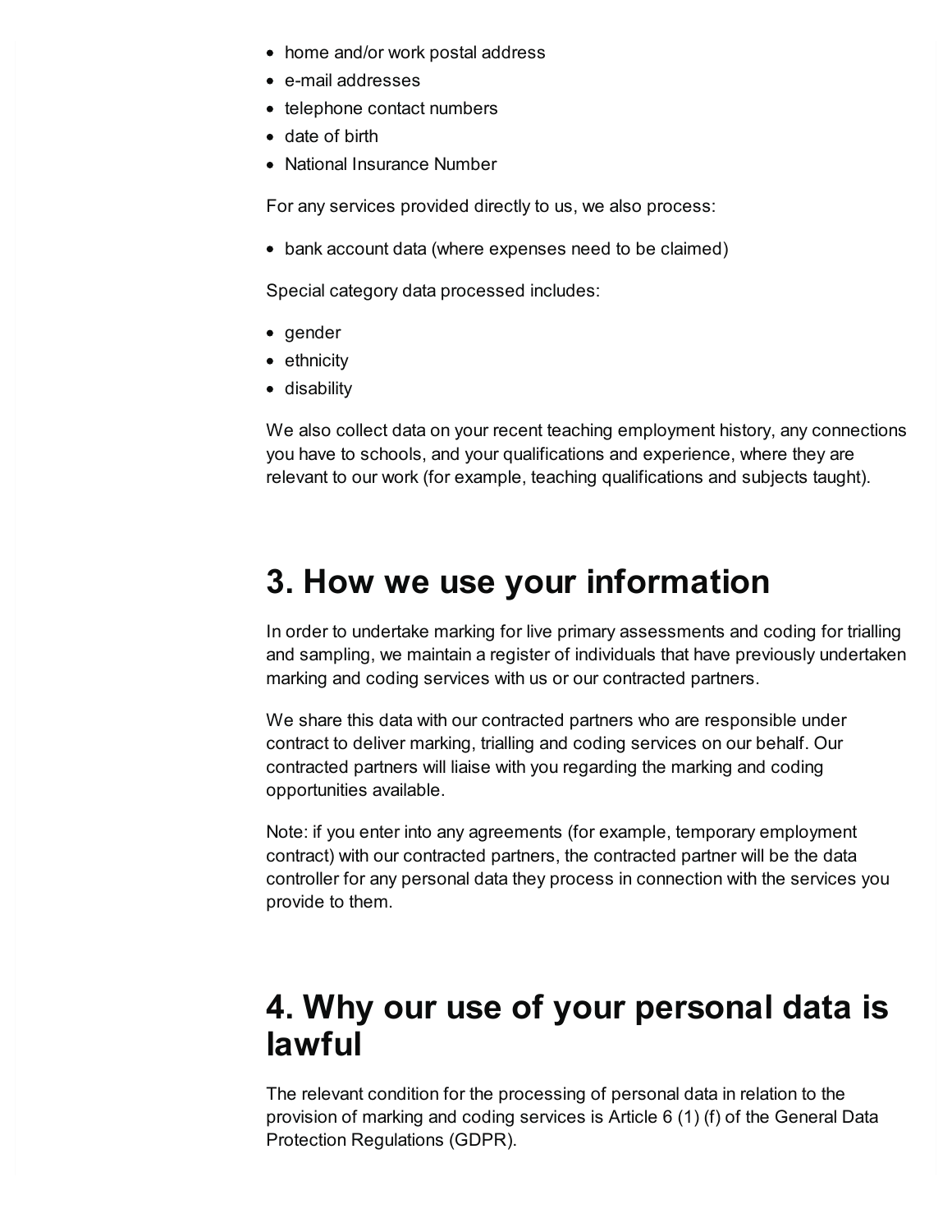- home and/or work postal address
- e-mail addresses
- telephone contact numbers
- date of birth
- National Insurance Number

For any services provided directly to us, we also process:

- bank account data (where expenses need to be claimed)

Special category data processed includes:

- gender
- ethnicity
- disability

We also collect data on your recent teaching employment history, any connections you have to schools, and your qualifications and experience, where they are relevant to our work (for example, teaching qualifications and subjects taught).

# 3. How we use your information

In order to undertake marking for live primary assessments and coding for trialling and sampling, we maintain a register of individuals that have previously undertaken marking and coding services with us or our contracted partners.

We share this data with our contracted partners who are responsible under contract to deliver marking, trialling and coding services on our behalf. Our contracted partners will liaise with you regarding the marking and coding opportunities available.

Note: if you enter into any agreements (for example, temporary employment contract) with our contracted partners, the contracted partner will be the data controller for any personal data they process in connection with the services you provide to them.

# 4. Why our use of your personal data is lawful

The relevant condition for the processing of personal data in relation to the provision of marking and coding services is Article 6 (1) (f) of the General Data Protection Regulations (GDPR).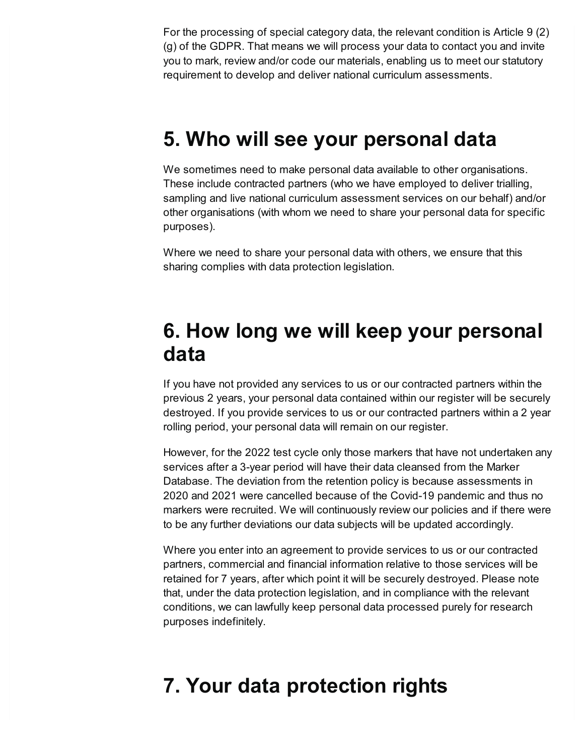For the processing of special category data, the relevant condition is Article 9 (2) (g) of the GDPR. That means we will process your data to contact you and invite you to mark, review and/or code our materials, enabling us to meet our statutory requirement to develop and deliver national curriculum assessments.

## 5. Who will see your personal data

We sometimes need to make personal data available to other organisations. These include contracted partners (who we have employed to deliver trialling, sampling and live national curriculum assessment services on our behalf) and/or other organisations (with whom we need to share your personal data for specific purposes).

Where we need to share your personal data with others, we ensure that this sharing complies with data protection legislation.

## 6. How long we will keep your personal data

If you have not provided any services to us or our contracted partners within the previous 2 years, your personal data contained within our register will be securely destroyed. If you provide services to us or our contracted partners within a 2 year rolling period, your personal data will remain on our register.

However, for the 2022 test cycle only those markers that have not undertaken any services after a 3-year period will have their data cleansed from the Marker Database. The deviation from the retention policy is because assessments in 2020 and 2021 were cancelled because of the Covid-19 pandemic and thus no markers were recruited. We will continuously review our policies and if there were to be any further deviations our data subjects will be updated accordingly.

Where you enter into an agreement to provide services to us or our contracted partners, commercial and financial information relative to those services will be retained for 7 years, after which point it will be securely destroyed. Please note that, under the data protection legislation, and in compliance with the relevant conditions, we can lawfully keep personal data processed purely for research purposes indefinitely.

## 7. Your data protection rights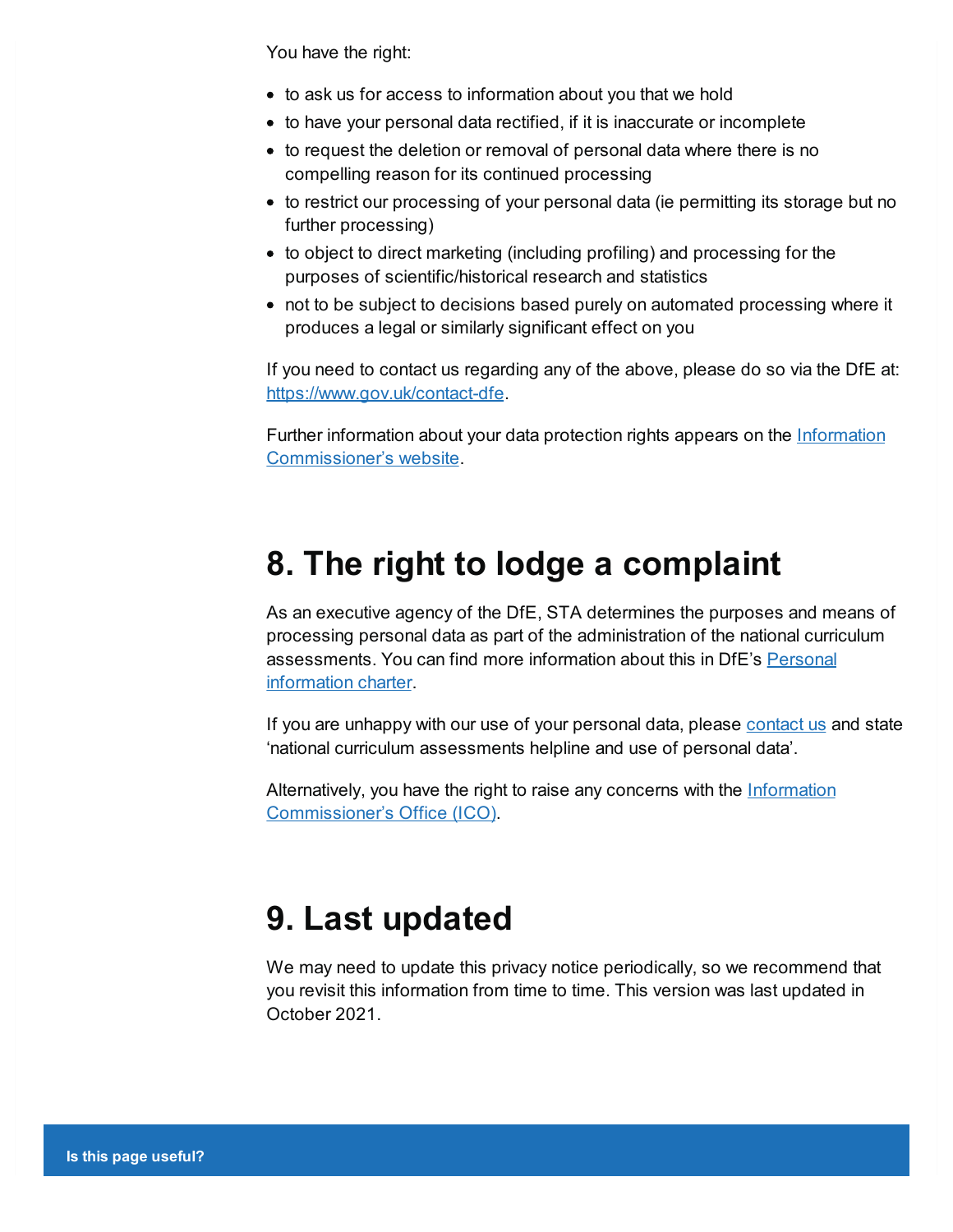You have the right:

- to ask us for access to information about you that we hold
- to have your personal data rectified, if it is inaccurate or incomplete
- to request the deletion or removal of personal data where there is no compelling reason for its continued processing
- to restrict our processing of your personal data (ie permitting its storage but no further processing)
- to object to direct marketing (including profiling) and processing for the purposes of scientific/historical research and statistics
- not to be subject to decisions based purely on automated processing where it produces a legal or similarly significant effect on you

If you need to contact us regarding any of the above, please do so via the DfE at: https://www.gov.uk/contact-dfe.

Further information about your data protection rights appears on the Information Commissioner's website.

## 8. The right to lodge a complaint

As an executive agency of the DfE, STA determines the purposes and means of processing personal data as part of the administration of the national curriculum assessments. You can find more information about this in DfE's Personal information charter.

If you are unhappy with our use of your personal data, please contact us and state 'national curriculum assessments helpline and use of personal data'.

Alternatively, you have the right to raise any concerns with the Information Commissioner's Office (ICO).

## 9. Last updated

We may need to update this privacy notice periodically, so we recommend that you revisit this information from time to time. This version was last updated in October 2021.

**Is this page useful?**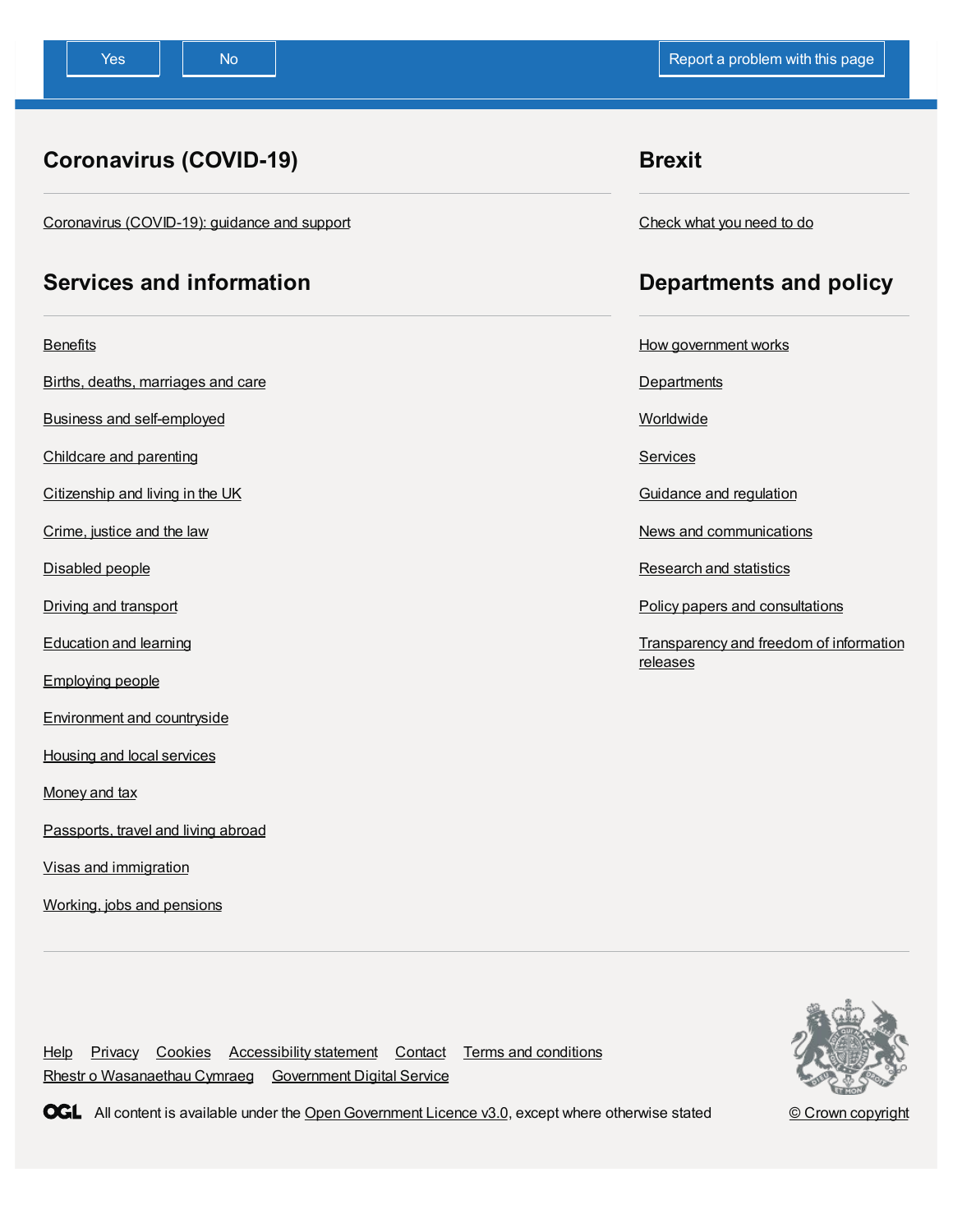Yes No Report a problem with this page

## Coronavirus (COVID-19)

Coronavirus (COVID-19): guidance and support

## Brexit

Check what you need to do

## Services and information

- Benefits
- Births, deaths, marriages and care
- Business and self-employed
- Childcare and parenting
- Citizenship and living in the UK
- Crime, justice and the law
- Disabled people
- Driving and transport
- Education and learning
- Employing people
- Environment and countryside
- Housing and local services
- Money and tax
- Passports, travel and living abroad
- Visas and immigration
- Working, jobs and pensions

## Departments and policy

- How government works
- Departments
- Worldwide
- Services
- Guidance and regulation
- News and communications
- Research and statistics
- Policy papers and consultations
- Transparency and freedom of information releases

Help Privacy Cookies Accessibility statement Contact Terms and conditions
Rhestr o Wasanaethau Cymraeg Government Digital Service

OGL All content is available under the Open Government Licence v3.0, except where otherwise stated

© Crown copyright